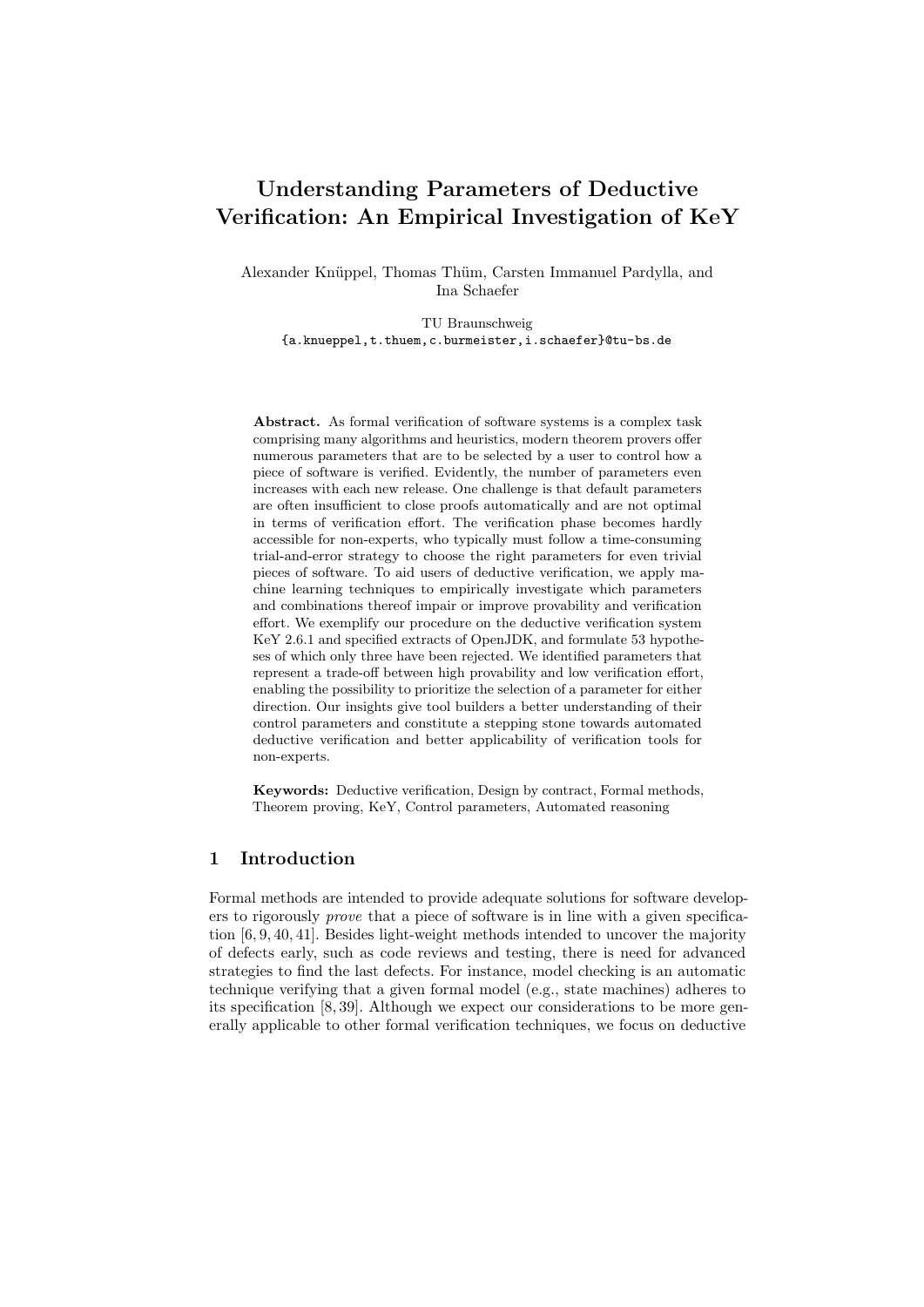// Understanding Parameters of Deductive Verification: An Empirical Investigation of KeY

Alexander Knüppel, Thomas Thüm, Carsten Immanuel Pardylla, and Ina Schaefer

TU Braunschweig
{a.knueppel,t.thuem,c.burmeister,i.schaefer}@tu-bs.de

**Abstract.** As formal verification of software systems is a complex task comprising many algorithms and heuristics, modern theorem provers offer numerous parameters that are to be selected by a user to control how a piece of software is verified. Evidently, the number of parameters even increases with each new release. One challenge is that default parameters are often insufficient to close proofs automatically and are not optimal in terms of verification effort. The verification phase becomes hardly accessible for non-experts, who typically must follow a time-consuming trial-and-error strategy to choose the right parameters for even trivial pieces of software. To aid users of deductive verification, we apply machine learning techniques to empirically investigate which parameters and combinations thereof impair or improve provability and verification effort. We exemplify our procedure on the deductive verification system KeY 2.6.1 and specified extracts of OpenJDK, and formulate 53 hypotheses of which only three have been rejected. We identified parameters that represent a trade-off between high provability and low verification effort, enabling the possibility to prioritize the selection of a parameter for either direction. Our insights give tool builders a better understanding of their control parameters and constitute a stepping stone towards automated deductive verification and better applicability of verification tools for non-experts.

**Keywords:** Deductive verification, Design by contract, Formal methods, Theorem proving, KeY, Control parameters, Automated reasoning

## 1 Introduction

Formal methods are intended to provide adequate solutions for software developers to rigorously *prove* that a piece of software is in line with a given specification [6, 9, 40, 41]. Besides light-weight methods intended to uncover the majority of defects early, such as code reviews and testing, there is need for advanced strategies to find the last defects. For instance, model checking is an automatic technique verifying that a given formal model (e.g., state machines) adheres to its specification [8, 39]. Although we expect our considerations to be more generally applicable to other formal verification techniques, we focus on deductive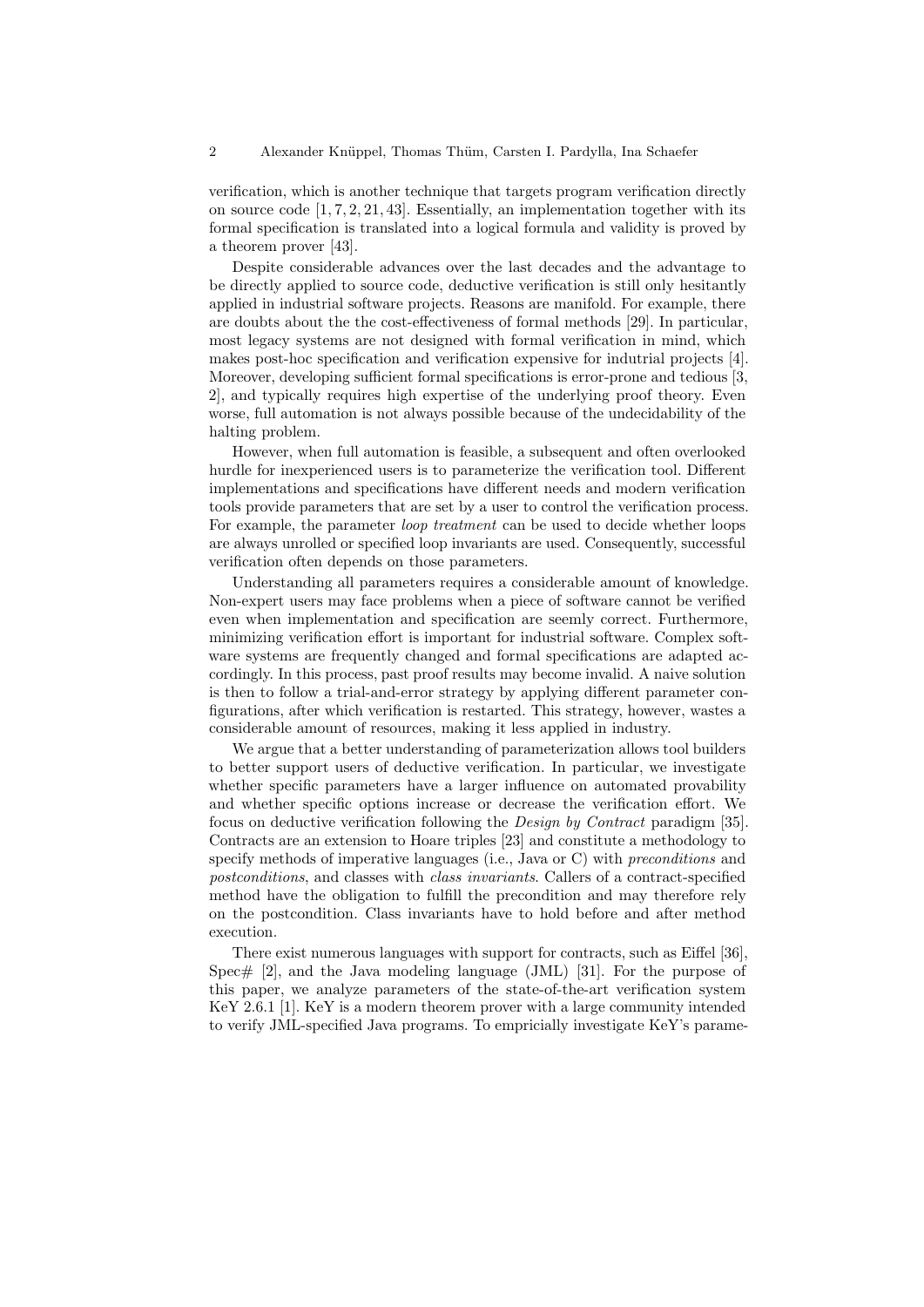verification, which is another technique that targets program verification directly on source code [1, 7, 2, 21, 43]. Essentially, an implementation together with its formal specification is translated into a logical formula and validity is proved by a theorem prover [43].

Despite considerable advances over the last decades and the advantage to be directly applied to source code, deductive verification is still only hesitantly applied in industrial software projects. Reasons are manifold. For example, there are doubts about the the cost-effectiveness of formal methods [29]. In particular, most legacy systems are not designed with formal verification in mind, which makes post-hoc specification and verification expensive for indutrial projects [4]. Moreover, developing sufficient formal specifications is error-prone and tedious [3, 2], and typically requires high expertise of the underlying proof theory. Even worse, full automation is not always possible because of the undecidability of the halting problem.

However, when full automation is feasible, a subsequent and often overlooked hurdle for inexperienced users is to parameterize the verification tool. Different implementations and specifications have different needs and modern verification tools provide parameters that are set by a user to control the verification process. For example, the parameter *loop treatment* can be used to decide whether loops are always unrolled or specified loop invariants are used. Consequently, successful verification often depends on those parameters.

Understanding all parameters requires a considerable amount of knowledge. Non-expert users may face problems when a piece of software cannot be verified even when implementation and specification are seemly correct. Furthermore, minimizing verification effort is important for industrial software. Complex software systems are frequently changed and formal specifications are adapted accordingly. In this process, past proof results may become invalid. A naive solution is then to follow a trial-and-error strategy by applying different parameter configurations, after which verification is restarted. This strategy, however, wastes a considerable amount of resources, making it less applied in industry.

We argue that a better understanding of parameterization allows tool builders to better support users of deductive verification. In particular, we investigate whether specific parameters have a larger influence on automated provability and whether specific options increase or decrease the verification effort. We focus on deductive verification following the *Design by Contract* paradigm [35]. Contracts are an extension to Hoare triples [23] and constitute a methodology to specify methods of imperative languages (i.e., Java or C) with *preconditions* and *postconditions*, and classes with *class invariants*. Callers of a contract-specified method have the obligation to fulfill the precondition and may therefore rely on the postcondition. Class invariants have to hold before and after method execution.

There exist numerous languages with support for contracts, such as Eiffel [36], Spec# [2], and the Java modeling language (JML) [31]. For the purpose of this paper, we analyze parameters of the state-of-the-art verification system KeY 2.6.1 [1]. KeY is a modern theorem prover with a large community intended to verify JML-specified Java programs. To empricially investigate KeY's parame-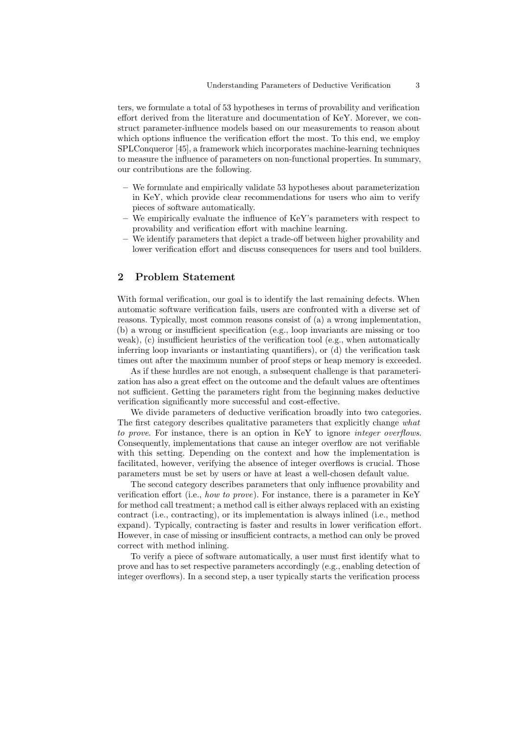ters, we formulate a total of 53 hypotheses in terms of provability and verification effort derived from the literature and documentation of KeY. Morever, we construct parameter-influence models based on our measurements to reason about which options influence the verification effort the most. To this end, we employ SPLConqueror [45], a framework which incorporates machine-learning techniques to measure the influence of parameters on non-functional properties. In summary, our contributions are the following.

- We formulate and empirically validate 53 hypotheses about parameterization in KeY, which provide clear recommendations for users who aim to verify pieces of software automatically.
- We empirically evaluate the influence of KeY's parameters with respect to provability and verification effort with machine learning.
- We identify parameters that depict a trade-off between higher provability and lower verification effort and discuss consequences for users and tool builders.

## 2 Problem Statement

With formal verification, our goal is to identify the last remaining defects. When automatic software verification fails, users are confronted with a diverse set of reasons. Typically, most common reasons consist of (a) a wrong implementation, (b) a wrong or insufficient specification (e.g., loop invariants are missing or too weak), (c) insufficient heuristics of the verification tool (e.g., when automatically inferring loop invariants or instantiating quantifiers), or (d) the verification task times out after the maximum number of proof steps or heap memory is exceeded.

As if these hurdles are not enough, a subsequent challenge is that parameterization has also a great effect on the outcome and the default values are oftentimes not sufficient. Getting the parameters right from the beginning makes deductive verification significantly more successful and cost-effective.

We divide parameters of deductive verification broadly into two categories. The first category describes qualitative parameters that explicitly change *what to prove*. For instance, there is an option in KeY to ignore *integer overflows*. Consequently, implementations that cause an integer overflow are not verifiable with this setting. Depending on the context and how the implementation is facilitated, however, verifying the absence of integer overflows is crucial. Those parameters must be set by users or have at least a well-chosen default value.

The second category describes parameters that only influence provability and verification effort (i.e., *how to prove*). For instance, there is a parameter in KeY for method call treatment; a method call is either always replaced with an existing contract (i.e., contracting), or its implementation is always inlined (i.e., method expand). Typically, contracting is faster and results in lower verification effort. However, in case of missing or insufficient contracts, a method can only be proved correct with method inlining.

To verify a piece of software automatically, a user must first identify what to prove and has to set respective parameters accordingly (e.g., enabling detection of integer overflows). In a second step, a user typically starts the verification process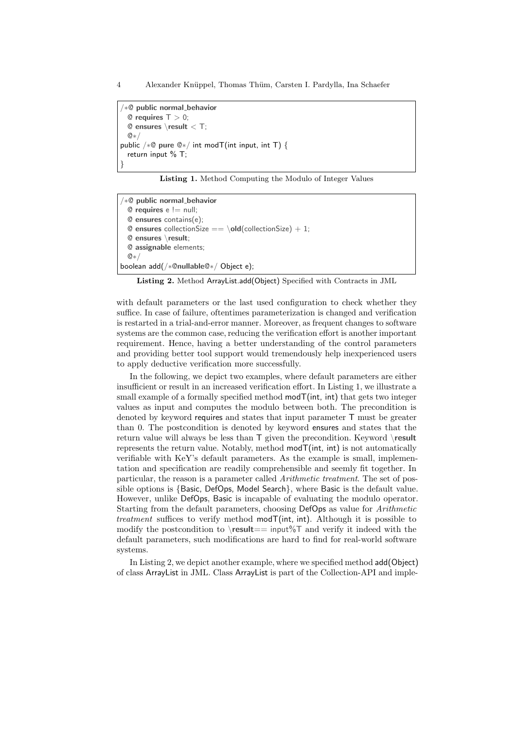```
/*@ public normal_behavior
  @ requires T > 0;
  @ ensures \result < T;
  @*/
public /*@ pure @*/ int modT(int input, int T) {
  return input % T;
}
```

**Listing 1.** Method Computing the Modulo of Integer Values

```
/*@ public normal_behavior
  @ requires e != null;
  @ ensures contains(e);
  @ ensures collectionSize == \old(collectionSize) + 1;
  @ ensures \result;
  @ assignable elements;
  @*/
boolean add(/*@nullable@*/ Object e);
```

**Listing 2.** Method ArrayList.add(Object) Specified with Contracts in JML

with default parameters or the last used configuration to check whether they suffice. In case of failure, oftentimes parameterization is changed and verification is restarted in a trial-and-error manner. Moreover, as frequent changes to software systems are the common case, reducing the verification effort is another important requirement. Hence, having a better understanding of the control parameters and providing better tool support would tremendously help inexperienced users to apply deductive verification more successfully.

In the following, we depict two examples, where default parameters are either insufficient or result in an increased verification effort. In Listing 1, we illustrate a small example of a formally specified method modT(int, int) that gets two integer values as input and computes the modulo between both. The precondition is denoted by keyword requires and states that input parameter T must be greater than 0. The postcondition is denoted by keyword ensures and states that the return value will always be less than T given the precondition. Keyword **\result** represents the return value. Notably, method modT(int, int) is not automatically verifiable with KeY's default parameters. As the example is small, implementation and specification are readily comprehensible and seemly fit together. In particular, the reason is a parameter called *Arithmetic treatment*. The set of possible options is {Basic, DefOps, Model Search}, where Basic is the default value. However, unlike DefOps, Basic is incapable of evaluating the modulo operator. Starting from the default parameters, choosing DefOps as value for *Arithmetic treatment* suffices to verify method modT(int, int). Although it is possible to modify the postcondition to **\result**== input%T and verify it indeed with the default parameters, such modifications are hard to find for real-world software systems.

In Listing 2, we depict another example, where we specified method add(Object) of class ArrayList in JML. Class ArrayList is part of the Collection-API and imple-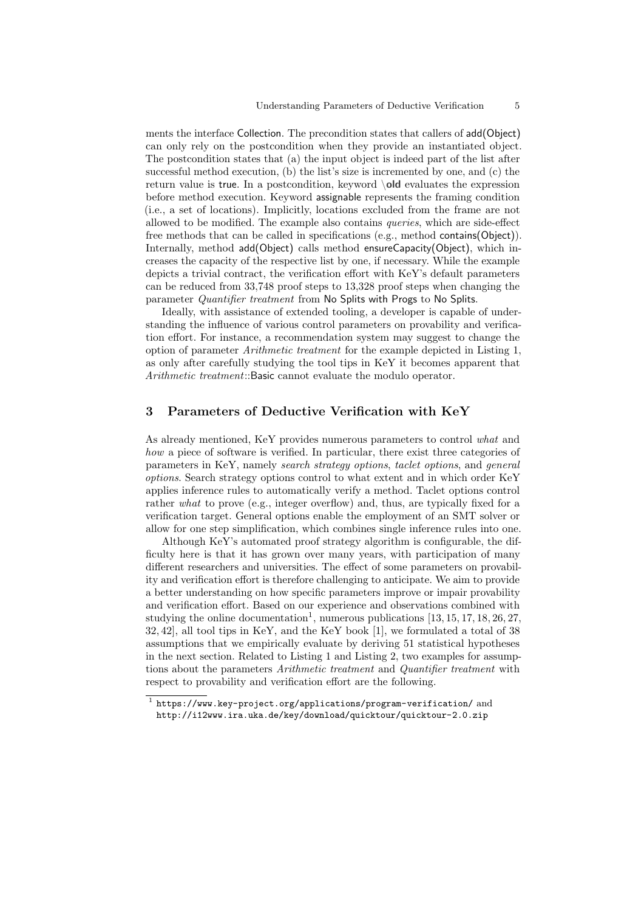ments the interface Collection. The precondition states that callers of add(Object) can only rely on the postcondition when they provide an instantiated object. The postcondition states that (a) the input object is indeed part of the list after successful method execution, (b) the list's size is incremented by one, and (c) the return value is true. In a postcondition, keyword \**old** evaluates the expression before method execution. Keyword assignable represents the framing condition (i.e., a set of locations). Implicitly, locations excluded from the frame are not allowed to be modified. The example also contains *queries*, which are side-effect free methods that can be called in specifications (e.g., method contains(Object)). Internally, method add(Object) calls method ensureCapacity(Object), which increases the capacity of the respective list by one, if necessary. While the example depicts a trivial contract, the verification effort with KeY's default parameters can be reduced from 33,748 proof steps to 13,328 proof steps when changing the parameter *Quantifier treatment* from No Splits with Progs to No Splits.

Ideally, with assistance of extended tooling, a developer is capable of understanding the influence of various control parameters on provability and verification effort. For instance, a recommendation system may suggest to change the option of parameter *Arithmetic treatment* for the example depicted in Listing 1, as only after carefully studying the tool tips in KeY it becomes apparent that *Arithmetic treatment*::Basic cannot evaluate the modulo operator.

## 3 Parameters of Deductive Verification with KeY

As already mentioned, KeY provides numerous parameters to control *what* and *how* a piece of software is verified. In particular, there exist three categories of parameters in KeY, namely *search strategy options*, *taclet options*, and *general options*. Search strategy options control to what extent and in which order KeY applies inference rules to automatically verify a method. Taclet options control rather *what* to prove (e.g., integer overflow) and, thus, are typically fixed for a verification target. General options enable the employment of an SMT solver or allow for one step simplification, which combines single inference rules into one.

Although KeY's automated proof strategy algorithm is configurable, the difficulty here is that it has grown over many years, with participation of many different researchers and universities. The effect of some parameters on provability and verification effort is therefore challenging to anticipate. We aim to provide a better understanding on how specific parameters improve or impair provability and verification effort. Based on our experience and observations combined with studying the online documentation[1], numerous publications [13, 15, 17, 18, 26, 27, 32, 42], all tool tips in KeY, and the KeY book [1], we formulated a total of 38 assumptions that we empirically evaluate by deriving 51 statistical hypotheses in the next section. Related to Listing 1 and Listing 2, two examples for assumptions about the parameters *Arithmetic treatment* and *Quantifier treatment* with respect to provability and verification effort are the following.

[1] https://www.key-project.org/applications/program-verification/ and http://i12www.ira.uka.de/key/download/quicktour/quicktour-2.0.zip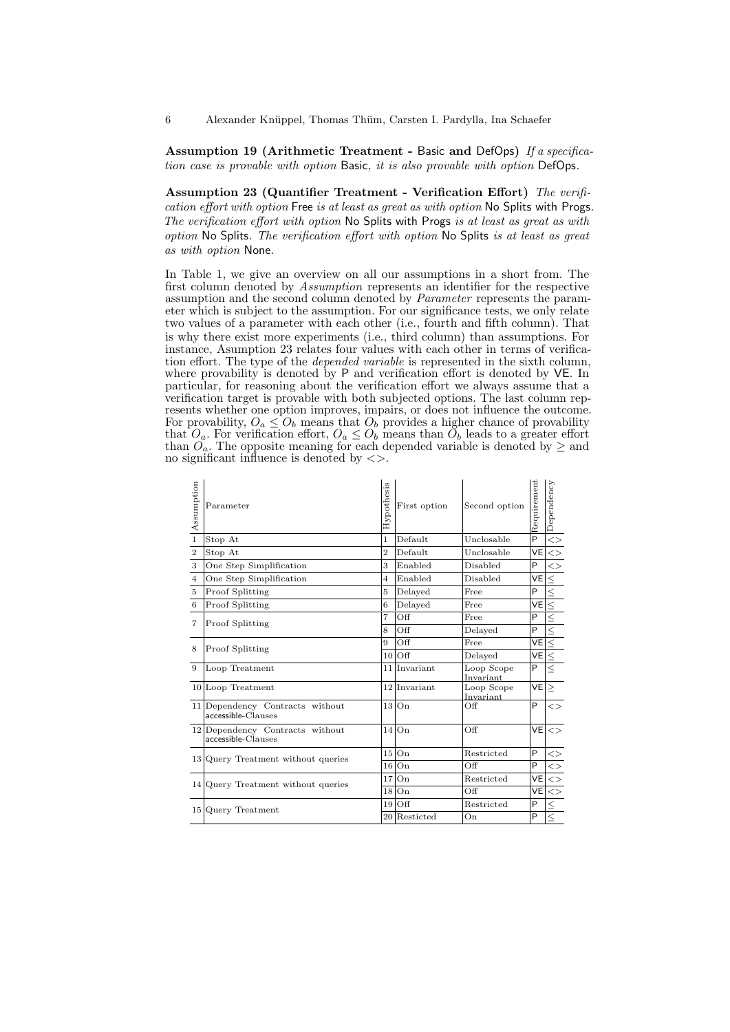**Assumption 19 (Arithmetic Treatment - Basic and DefOps)** *If a specification case is provable with option* Basic*, it is also provable with option* DefOps*.*

**Assumption 23 (Quantifier Treatment - Verification Effort)** *The verification effort with option* Free *is at least as great as with option* No Splits with Progs*. The verification effort with option* No Splits with Progs *is at least as great as with option* No Splits*. The verification effort with option* No Splits *is at least as great as with option* None*.*

In Table 1, we give an overview on all our assumptions in a short from. The first column denoted by *Assumption* represents an identifier for the respective assumption and the second column denoted by *Parameter* represents the parameter which is subject to the assumption. For our significance tests, we only relate two values of a parameter with each other (i.e., fourth and fifth column). That is why there exist more experiments (i.e., third column) than assumptions. For instance, Asumption 23 relates four values with each other in terms of verification effort. The type of the *depended variable* is represented in the sixth column, where provability is denoted by P and verification effort is denoted by VE. In particular, for reasoning about the verification effort we always assume that a verification target is provable with both subjected options. The last column represents whether one option improves, impairs, or does not influence the outcome. For provability, $O_a \leq O_b$ means that $O_b$ provides a higher chance of provability that $O_a$. For verification effort, $O_a \leq O_b$ means than $O_b$ leads to a greater effort than $O_a$. The opposite meaning for each depended variable is denoted by $\geq$ and no significant influence is denoted by $<>$.

| Assumption | Parameter | Hypothesis | First option | Second option | Requirement | Dependency |
|---|---|---|---|---|---|---|
| 1 | Stop At | 1 | Default | Unclosable | P | $<>$ |
| 2 | Stop At | 2 | Default | Unclosable | VE | $<>$ |
| 3 | One Step Simplification | 3 | Enabled | Disabled | P | $<>$ |
| 4 | One Step Simplification | 4 | Enabled | Disabled | VE | $\leq$ |
| 5 | Proof Splitting | 5 | Delayed | Free | P | $\leq$ |
| 6 | Proof Splitting | 6 | Delayed | Free | VE | $\leq$ |
| 7 | Proof Splitting | 7 | Off | Free | P | $\leq$ |
| | | 8 | Off | Delayed | P | $\leq$ |
| 8 | Proof Splitting | 9 | Off | Free | VE | $\leq$ |
| | | 10 | Off | Delayed | VE | $\leq$ |
| 9 | Loop Treatment | 11 | Invariant | Loop Scope Invariant | P | $\leq$ |
| 10 | Loop Treatment | 12 | Invariant | Loop Scope Invariant | VE | $\geq$ |
| 11 | Dependency Contracts without accessible-Clauses | 13 | On | Off | P | $<>$ |
| 12 | Dependency Contracts without accessible-Clauses | 14 | On | Off | VE | $<>$ |
| 13 | Query Treatment without queries | 15 | On | Restricted | P | $<>$ |
| | | 16 | On | Off | P | $<>$ |
| 14 | Query Treatment without queries | 17 | On | Restricted | VE | $<>$ |
| | | 18 | On | Off | VE | $<>$ |
| 15 | Query Treatment | 19 | Off | Restricted | P | $\leq$ |
| | | 20 | Resticted | On | P | $\leq$ |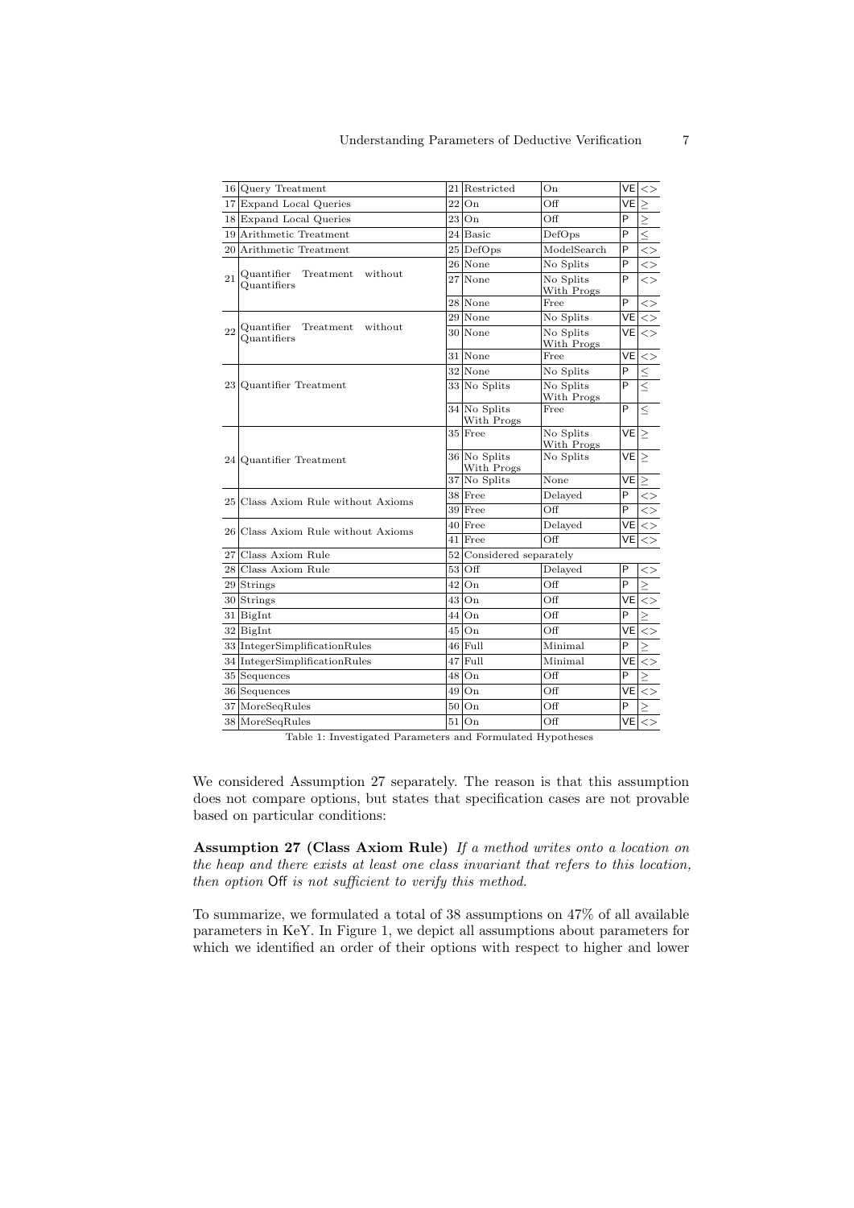| | | | | | | |
|---|---|---|---|---|---|---|
| 16 | Query Treatment | 21 | Restricted | On | VE | <> |
| 17 | Expand Local Queries | 22 | On | Off | VE | $\geq$ |
| 18 | Expand Local Queries | 23 | On | Off | P | $\geq$ |
| 19 | Arithmetic Treatment | 24 | Basic | DefOps | P | $\leq$ |
| 20 | Arithmetic Treatment | 25 | DefOps | ModelSearch | P | <> |
| 21 | Quantifier Treatment without Quantifiers | 26 | None | No Splits | P | <> |
| | | 27 | None | No Splits With Progs | P | <> |
| | | 28 | None | Free | P | <> |
| 22 | Quantifier Treatment without Quantifiers | 29 | None | No Splits | VE | <> |
| | | 30 | None | No Splits With Progs | VE | <> |
| | | 31 | None | Free | VE | <> |
| 23 | Quantifier Treatment | 32 | None | No Splits | P | $\leq$ |
| | | 33 | No Splits | No Splits With Progs | P | $\leq$ |
| | | 34 | No Splits With Progs | Free | P | $\leq$ |
| 24 | Quantifier Treatment | 35 | Free | No Splits With Progs | VE | $\geq$ |
| | | 36 | No Splits With Progs | No Splits | VE | $\geq$ |
| | | 37 | No Splits | None | VE | $\geq$ |
| 25 | Class Axiom Rule without Axioms | 38 | Free | Delayed | P | <> |
| | | 39 | Free | Off | P | <> |
| 26 | Class Axiom Rule without Axioms | 40 | Free | Delayed | VE | <> |
| | | 41 | Free | Off | VE | <> |
| 27 | Class Axiom Rule | 52 | Considered separately | | | |
| 28 | Class Axiom Rule | 53 | Off | Delayed | P | <> |
| 29 | Strings | 42 | On | Off | P | $\geq$ |
| 30 | Strings | 43 | On | Off | VE | <> |
| 31 | BigInt | 44 | On | Off | P | $\geq$ |
| 32 | BigInt | 45 | On | Off | VE | <> |
| 33 | IntegerSimplificationRules | 46 | Full | Minimal | P | $\geq$ |
| 34 | IntegerSimplificationRules | 47 | Full | Minimal | VE | <> |
| 35 | Sequences | 48 | On | Off | P | $\geq$ |
| 36 | Sequences | 49 | On | Off | VE | <> |
| 37 | MoreSeqRules | 50 | On | Off | P | $\geq$ |
| 38 | MoreSeqRules | 51 | On | Off | VE | <> |

Table 1: Investigated Parameters and Formulated Hypotheses

We considered Assumption 27 separately. The reason is that this assumption does not compare options, but states that specification cases are not provable based on particular conditions:

**Assumption 27 (Class Axiom Rule)** *If a method writes onto a location on the heap and there exists at least one class invariant that refers to this location, then option* Off *is not sufficient to verify this method.*

To summarize, we formulated a total of 38 assumptions on 47% of all available parameters in KeY. In Figure 1, we depict all assumptions about parameters for which we identified an order of their options with respect to higher and lower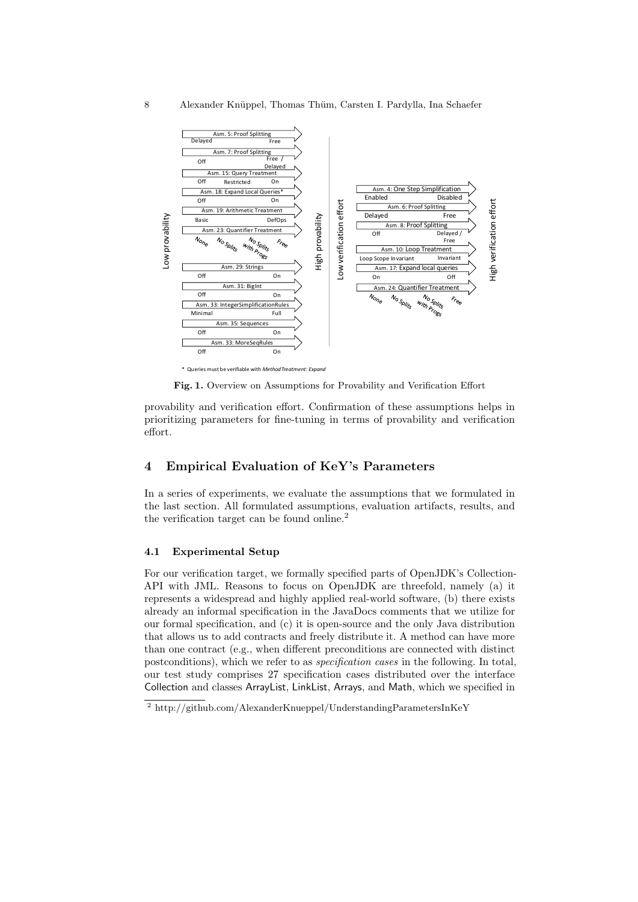Fig. 1. Overview on Assumptions for Provability and Verification Effort

provability and verification effort. Confirmation of these assumptions helps in prioritizing parameters for fine-tuning in terms of provability and verification effort.

## 4 Empirical Evaluation of KeY's Parameters

In a series of experiments, we evaluate the assumptions that we formulated in the last section. All formulated assumptions, evaluation artifacts, results, and the verification target can be found online.[2]

### 4.1 Experimental Setup

For our verification target, we formally specified parts of OpenJDK's Collection-API with JML. Reasons to focus on OpenJDK are threefold, namely (a) it represents a widespread and highly applied real-world software, (b) there exists already an informal specification in the JavaDocs comments that we utilize for our formal specification, and (c) it is open-source and the only Java distribution that allows us to add contracts and freely distribute it. A method can have more than one contract (e.g., when different preconditions are connected with distinct postconditions), which we refer to as *specification cases* in the following. In total, our test study comprises 27 specification cases distributed over the interface Collection and classes ArrayList, LinkList, Arrays, and Math, which we specified in

[2] http://github.com/AlexanderKnueppel/UnderstandingParametersInKeY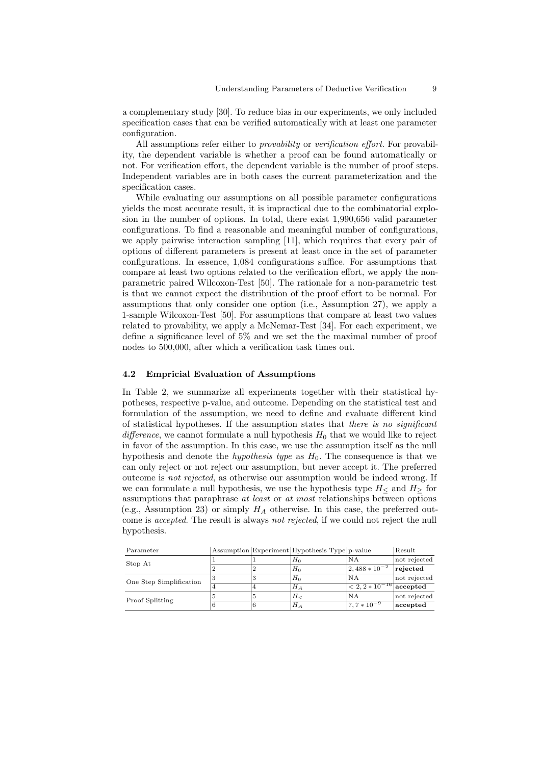a complementary study [30]. To reduce bias in our experiments, we only included specification cases that can be verified automatically with at least one parameter configuration.

All assumptions refer either to *provability* or *verification effort*. For provability, the dependent variable is whether a proof can be found automatically or not. For verification effort, the dependent variable is the number of proof steps. Independent variables are in both cases the current parameterization and the specification cases.

While evaluating our assumptions on all possible parameter configurations yields the most accurate result, it is impractical due to the combinatorial explosion in the number of options. In total, there exist 1,990,656 valid parameter configurations. To find a reasonable and meaningful number of configurations, we apply pairwise interaction sampling [11], which requires that every pair of options of different parameters is present at least once in the set of parameter configurations. In essence, 1,084 configurations suffice. For assumptions that compare at least two options related to the verification effort, we apply the non-parametric paired Wilcoxon-Test [50]. The rationale for a non-parametric test is that we cannot expect the distribution of the proof effort to be normal. For assumptions that only consider one option (i.e., Assumption 27), we apply a 1-sample Wilcoxon-Test [50]. For assumptions that compare at least two values related to provability, we apply a McNemar-Test [34]. For each experiment, we define a significance level of 5% and we set the the maximal number of proof nodes to 500,000, after which a verification task times out.

### 4.2 Empricial Evaluation of Assumptions

In Table 2, we summarize all experiments together with their statistical hypotheses, respective p-value, and outcome. Depending on the statistical test and formulation of the assumption, we need to define and evaluate different kind of statistical hypotheses. If the assumption states that *there is no significant difference*, we cannot formulate a null hypothesis $H_0$ that we would like to reject in favor of the assumption. In this case, we use the assumption itself as the null hypothesis and denote the *hypothesis type* as $H_0$. The consequence is that we can only reject or not reject our assumption, but never accept it. The preferred outcome is *not rejected*, as otherwise our assumption would be indeed wrong. If we can formulate a null hypothesis, we use the hypothesis type $H_{\leq}$ and $H_{\geq}$ for assumptions that paraphrase *at least* or *at most* relationships between options (e.g., Assumption 23) or simply $H_A$ otherwise. In this case, the preferred outcome is *accepted*. The result is always *not rejected*, if we could not reject the null hypothesis.

| Parameter | Assumption | Experiment | Hypothesis Type | p-value | Result |
|---|---|---|---|---|---|
| Stop At | 1 | 1 | $H_0$ | NA | not rejected |
| | 2 | 2 | $H_0$ | $2,488 * 10^{-2}$ | **rejected** |
| One Step Simplification | 3 | 3 | $H_0$ | NA | not rejected |
| | 4 | 4 | $H_A$ | $< 2,2 * 10^{-16}$ | **accepted** |
| Proof Splitting | 5 | 5 | $H_{\leq}$ | NA | not rejected |
| | 6 | 6 | $H_A$ | $7,7 * 10^{-9}$ | **accepted** |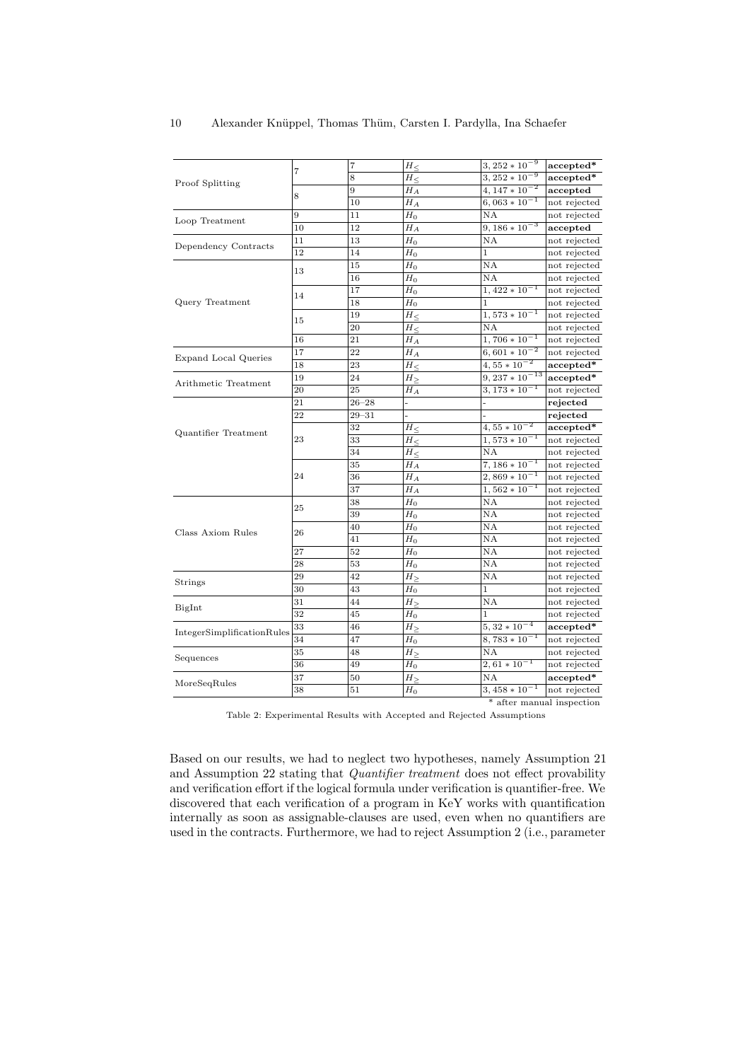| | | | | | |
|---|---|---|---|---|---|
| Proof Splitting | 7 | 7 | $H_{\leq}$ | $3,252 * 10^{-9}$ | **accepted*** |
| | | 8 | $H_{\leq}$ | $3,252 * 10^{-9}$ | **accepted*** |
| | 8 | 9 | $H_A$ | $4,147 * 10^{-2}$ | **accepted** |
| | | 10 | $H_A$ | $6,063 * 10^{-1}$ | not rejected |
| Loop Treatment | 9 | 11 | $H_0$ | NA | not rejected |
| | 10 | 12 | $H_A$ | $9,186 * 10^{-3}$ | **accepted** |
| Dependency Contracts | 11 | 13 | $H_0$ | NA | not rejected |
| | 12 | 14 | $H_0$ | 1 | not rejected |
| Query Treatment | 13 | 15 | $H_0$ | NA | not rejected |
| | | 16 | $H_0$ | NA | not rejected |
| | 14 | 17 | $H_0$ | $1,422 * 10^{-1}$ | not rejected |
| | | 18 | $H_0$ | 1 | not rejected |
| | 15 | 19 | $H_{\leq}$ | $1,573 * 10^{-1}$ | not rejected |
| | | 20 | $H_{\leq}$ | NA | not rejected |
| | 16 | 21 | $H_A$ | $1,706 * 10^{-1}$ | not rejected |
| Expand Local Queries | 17 | 22 | $H_A$ | $6,601 * 10^{-2}$ | not rejected |
| | 18 | 23 | $H_{\leq}$ | $4,55 * 10^{-2}$ | **accepted*** |
| Arithmetic Treatment | 19 | 24 | $H_{\geq}$ | $9,237 * 10^{-13}$ | **accepted*** |
| | 20 | 25 | $H_A$ | $3,173 * 10^{-1}$ | not rejected |
| Quantifier Treatment | 21 | 26–28 | - | - | **rejected** |
| | 22 | 29–31 | - | - | **rejected** |
| | 23 | 32 | $H_{\leq}$ | $4,55 * 10^{-2}$ | **accepted*** |
| | | 33 | $H_{\leq}$ | $1,573 * 10^{-1}$ | not rejected |
| | | 34 | $H_{\leq}$ | NA | not rejected |
| | 24 | 35 | $H_A$ | $7,186 * 10^{-1}$ | not rejected |
| | | 36 | $H_A$ | $2,869 * 10^{-1}$ | not rejected |
| | | 37 | $H_A$ | $1,562 * 10^{-1}$ | not rejected |
| Class Axiom Rules | 25 | 38 | $H_0$ | NA | not rejected |
| | | 39 | $H_0$ | NA | not rejected |
| | 26 | 40 | $H_0$ | NA | not rejected |
| | | 41 | $H_0$ | NA | not rejected |
| | 27 | 52 | $H_0$ | NA | not rejected |
| | 28 | 53 | $H_0$ | NA | not rejected |
| Strings | 29 | 42 | $H_{\geq}$ | NA | not rejected |
| | 30 | 43 | $H_0$ | 1 | not rejected |
| BigInt | 31 | 44 | $H_{\geq}$ | NA | not rejected |
| | 32 | 45 | $H_0$ | 1 | not rejected |
| IntegerSimplificationRules | 33 | 46 | $H_{\geq}$ | $5,32 * 10^{-4}$ | **accepted*** |
| | 34 | 47 | $H_0$ | $8,783 * 10^{-1}$ | not rejected |
| Sequences | 35 | 48 | $H_{\geq}$ | NA | not rejected |
| | 36 | 49 | $H_0$ | $2,61 * 10^{-1}$ | not rejected |
| MoreSeqRules | 37 | 50 | $H_{\geq}$ | NA | **accepted*** |
| | 38 | 51 | $H_0$ | $3,458 * 10^{-1}$ | not rejected |

\* after manual inspection

Table 2: Experimental Results with Accepted and Rejected Assumptions

Based on our results, we had to neglect two hypotheses, namely Assumption 21 and Assumption 22 stating that *Quantifier treatment* does not effect provability and verification effort if the logical formula under verification is quantifier-free. We discovered that each verification of a program in KeY works with quantification internally as soon as assignable-clauses are used, even when no quantifiers are used in the contracts. Furthermore, we had to reject Assumption 2 (i.e., parameter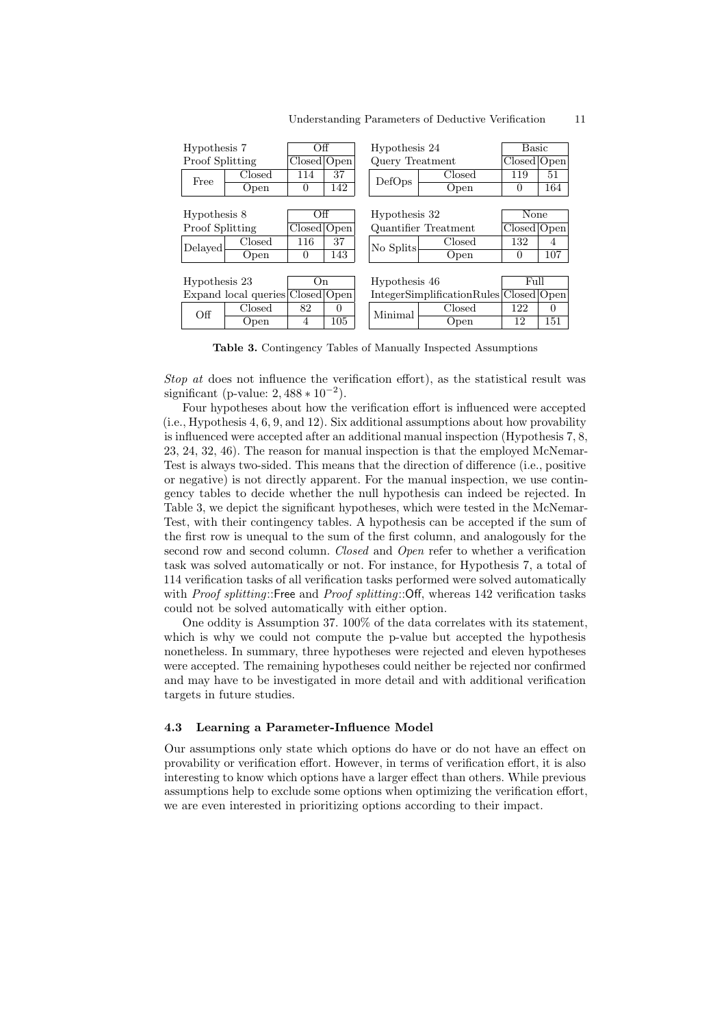| Hypothesis 7 | | Off | |
|---|---|---|---|
| Proof Splitting | | Closed | Open |
| Free | Closed | 114 | 37 |
| | Open | 0 | 142 |

| Hypothesis 24 | | Basic | |
|---|---|---|---|
| Query Treatment | | Closed | Open |
| DefOps | Closed | 119 | 51 |
| | Open | 0 | 164 |

| Hypothesis 8 | | Off | |
|---|---|---|---|
| Proof Splitting | | Closed | Open |
| Delayed | Closed | 116 | 37 |
| | Open | 0 | 143 |

| Hypothesis 32 | | None | |
|---|---|---|---|
| Quantifier Treatment | | Closed | Open |
| No Splits | Closed | 132 | 4 |
| | Open | 0 | 107 |

| Hypothesis 23 | | On | |
|---|---|---|---|
| Expand local queries | | Closed | Open |
| Off | Closed | 82 | 0 |
| | Open | 4 | 105 |

| Hypothesis 46 | | Full | |
|---|---|---|---|
| IntegerSimplificationRules | | Closed | Open |
| Minimal | Closed | 122 | 0 |
| | Open | 12 | 151 |

**Table 3.** Contingency Tables of Manually Inspected Assumptions

*Stop at* does not influence the verification effort), as the statistical result was significant (p-value: $2,488 * 10^{-2}$).

Four hypotheses about how the verification effort is influenced were accepted (i.e., Hypothesis 4, 6, 9, and 12). Six additional assumptions about how provability is influenced were accepted after an additional manual inspection (Hypothesis 7, 8, 23, 24, 32, 46). The reason for manual inspection is that the employed McNemar-Test is always two-sided. This means that the direction of difference (i.e., positive or negative) is not directly apparent. For the manual inspection, we use contingency tables to decide whether the null hypothesis can indeed be rejected. In Table 3, we depict the significant hypotheses, which were tested in the McNemar-Test, with their contingency tables. A hypothesis can be accepted if the sum of the first row is unequal to the sum of the first column, and analogously for the second row and second column. *Closed* and *Open* refer to whether a verification task was solved automatically or not. For instance, for Hypothesis 7, a total of 114 verification tasks of all verification tasks performed were solved automatically with *Proof splitting*::Free and *Proof splitting*::Off, whereas 142 verification tasks could not be solved automatically with either option.

One oddity is Assumption 37. 100% of the data correlates with its statement, which is why we could not compute the p-value but accepted the hypothesis nonetheless. In summary, three hypotheses were rejected and eleven hypotheses were accepted. The remaining hypotheses could neither be rejected nor confirmed and may have to be investigated in more detail and with additional verification targets in future studies.

### 4.3 Learning a Parameter-Influence Model

Our assumptions only state which options do have or do not have an effect on provability or verification effort. However, in terms of verification effort, it is also interesting to know which options have a larger effect than others. While previous assumptions help to exclude some options when optimizing the verification effort, we are even interested in prioritizing options according to their impact.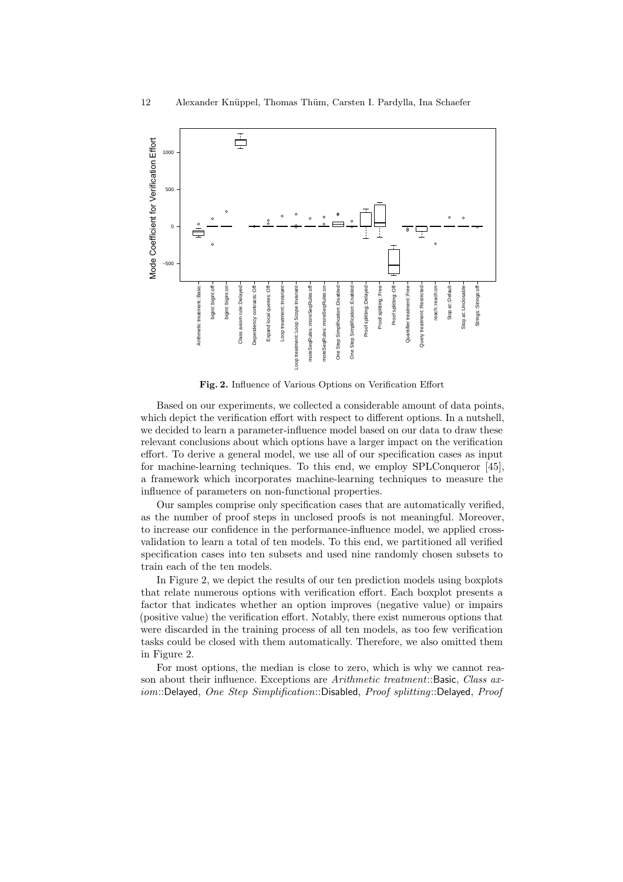**Fig. 2.** Influence of Various Options on Verification Effort

Based on our experiments, we collected a considerable amount of data points, which depict the verification effort with respect to different options. In a nutshell, we decided to learn a parameter-influence model based on our data to draw these relevant conclusions about which options have a larger impact on the verification effort. To derive a general model, we use all of our specification cases as input for machine-learning techniques. To this end, we employ SPLConqueror [45], a framework which incorporates machine-learning techniques to measure the influence of parameters on non-functional properties.

Our samples comprise only specification cases that are automatically verified, as the number of proof steps in unclosed proofs is not meaningful. Moreover, to increase our confidence in the performance-influence model, we applied cross-validation to learn a total of ten models. To this end, we partitioned all verified specification cases into ten subsets and used nine randomly chosen subsets to train each of the ten models.

In Figure 2, we depict the results of our ten prediction models using boxplots that relate numerous options with verification effort. Each boxplot presents a factor that indicates whether an option improves (negative value) or impairs (positive value) the verification effort. Notably, there exist numerous options that were discarded in the training process of all ten models, as too few verification tasks could be closed with them automatically. Therefore, we also omitted them in Figure 2.

For most options, the median is close to zero, which is why we cannot reason about their influence. Exceptions are *Arithmetic treatment*::Basic, *Class axiom*::Delayed, *One Step Simplification*::Disabled, *Proof splitting*::Delayed, *Proof*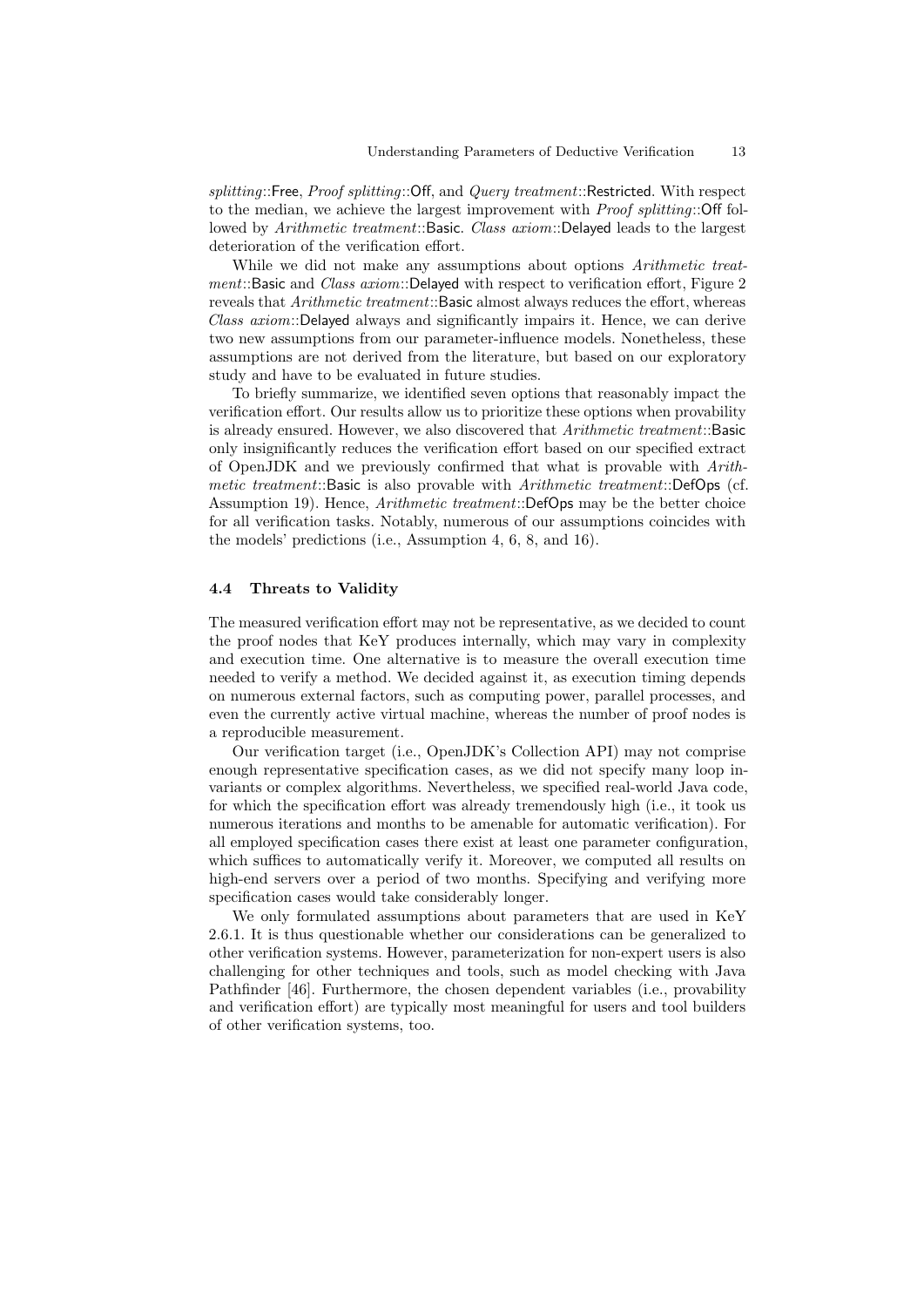*splitting*::Free, *Proof splitting*::Off, and *Query treatment*::Restricted. With respect to the median, we achieve the largest improvement with *Proof splitting*::Off followed by *Arithmetic treatment*::Basic. *Class axiom*::Delayed leads to the largest deterioration of the verification effort.

While we did not make any assumptions about options *Arithmetic treatment*::Basic and *Class axiom*::Delayed with respect to verification effort, Figure 2 reveals that *Arithmetic treatment*::Basic almost always reduces the effort, whereas *Class axiom*::Delayed always and significantly impairs it. Hence, we can derive two new assumptions from our parameter-influence models. Nonetheless, these assumptions are not derived from the literature, but based on our exploratory study and have to be evaluated in future studies.

To briefly summarize, we identified seven options that reasonably impact the verification effort. Our results allow us to prioritize these options when provability is already ensured. However, we also discovered that *Arithmetic treatment*::Basic only insignificantly reduces the verification effort based on our specified extract of OpenJDK and we previously confirmed that what is provable with *Arithmetic treatment*::Basic is also provable with *Arithmetic treatment*::DefOps (cf. Assumption 19). Hence, *Arithmetic treatment*::DefOps may be the better choice for all verification tasks. Notably, numerous of our assumptions coincides with the models' predictions (i.e., Assumption 4, 6, 8, and 16).

### 4.4 Threats to Validity

The measured verification effort may not be representative, as we decided to count the proof nodes that KeY produces internally, which may vary in complexity and execution time. One alternative is to measure the overall execution time needed to verify a method. We decided against it, as execution timing depends on numerous external factors, such as computing power, parallel processes, and even the currently active virtual machine, whereas the number of proof nodes is a reproducible measurement.

Our verification target (i.e., OpenJDK's Collection API) may not comprise enough representative specification cases, as we did not specify many loop invariants or complex algorithms. Nevertheless, we specified real-world Java code, for which the specification effort was already tremendously high (i.e., it took us numerous iterations and months to be amenable for automatic verification). For all employed specification cases there exist at least one parameter configuration, which suffices to automatically verify it. Moreover, we computed all results on high-end servers over a period of two months. Specifying and verifying more specification cases would take considerably longer.

We only formulated assumptions about parameters that are used in KeY 2.6.1. It is thus questionable whether our considerations can be generalized to other verification systems. However, parameterization for non-expert users is also challenging for other techniques and tools, such as model checking with Java Pathfinder [46]. Furthermore, the chosen dependent variables (i.e., provability and verification effort) are typically most meaningful for users and tool builders of other verification systems, too.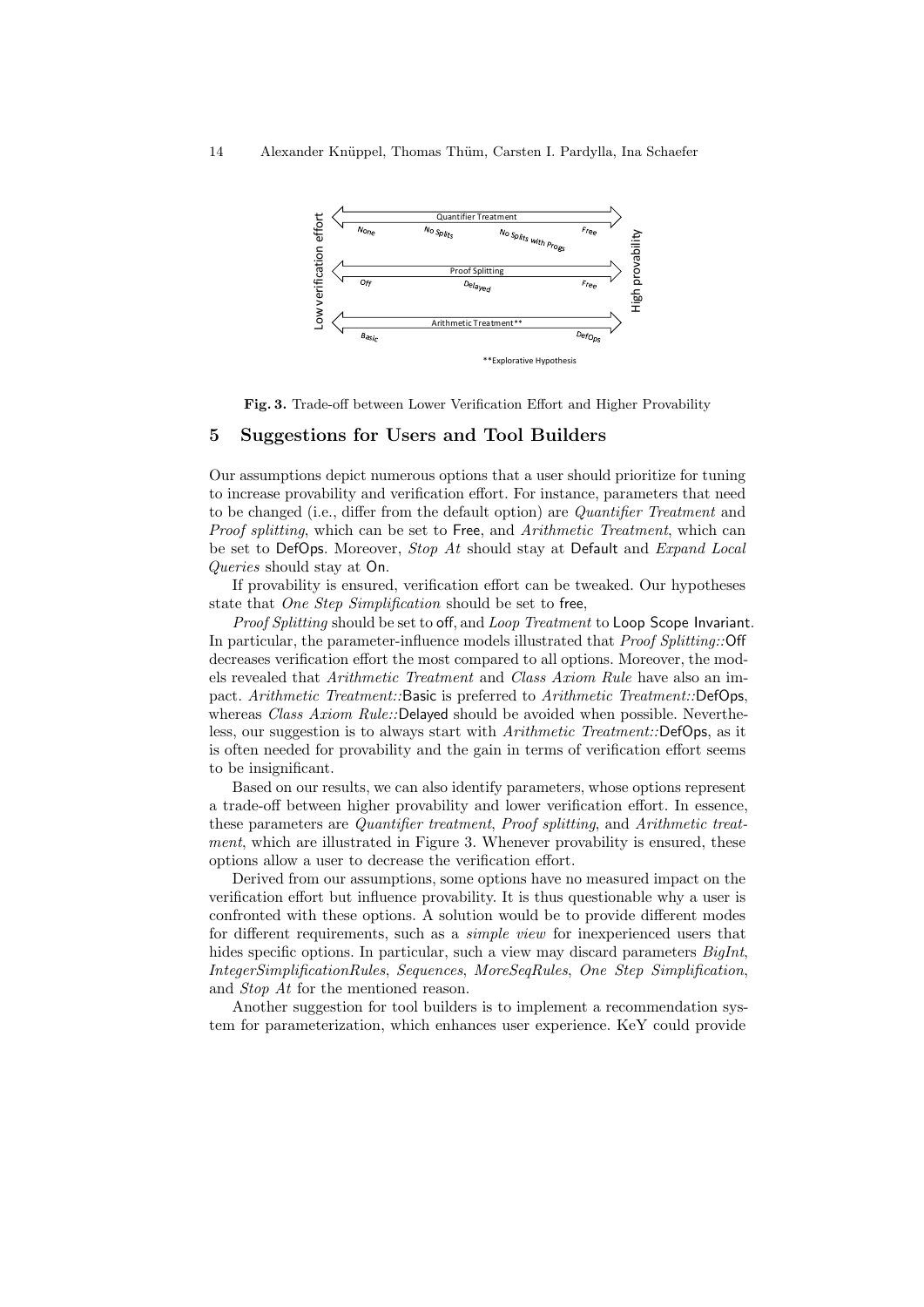**Fig. 3.** Trade-off between Lower Verification Effort and Higher Provability

## 5 Suggestions for Users and Tool Builders

Our assumptions depict numerous options that a user should prioritize for tuning to increase provability and verification effort. For instance, parameters that need to be changed (i.e., differ from the default option) are *Quantifier Treatment* and *Proof splitting*, which can be set to Free, and *Arithmetic Treatment*, which can be set to DefOps. Moreover, *Stop At* should stay at Default and *Expand Local Queries* should stay at On.

If provability is ensured, verification effort can be tweaked. Our hypotheses state that *One Step Simplification* should be set to free,

*Proof Splitting* should be set to off, and *Loop Treatment* to Loop Scope Invariant. In particular, the parameter-influence models illustrated that *Proof Splitting::*Off decreases verification effort the most compared to all options. Moreover, the models revealed that *Arithmetic Treatment* and *Class Axiom Rule* have also an impact. *Arithmetic Treatment::*Basic is preferred to *Arithmetic Treatment::*DefOps, whereas *Class Axiom Rule::*Delayed should be avoided when possible. Nevertheless, our suggestion is to always start with *Arithmetic Treatment::*DefOps, as it is often needed for provability and the gain in terms of verification effort seems to be insignificant.

Based on our results, we can also identify parameters, whose options represent a trade-off between higher provability and lower verification effort. In essence, these parameters are *Quantifier treatment*, *Proof splitting*, and *Arithmetic treatment*, which are illustrated in Figure 3. Whenever provability is ensured, these options allow a user to decrease the verification effort.

Derived from our assumptions, some options have no measured impact on the verification effort but influence provability. It is thus questionable why a user is confronted with these options. A solution would be to provide different modes for different requirements, such as a *simple view* for inexperienced users that hides specific options. In particular, such a view may discard parameters *BigInt*, *IntegerSimplificationRules*, *Sequences*, *MoreSeqRules*, *One Step Simplification*, and *Stop At* for the mentioned reason.

Another suggestion for tool builders is to implement a recommendation system for parameterization, which enhances user experience. KeY could provide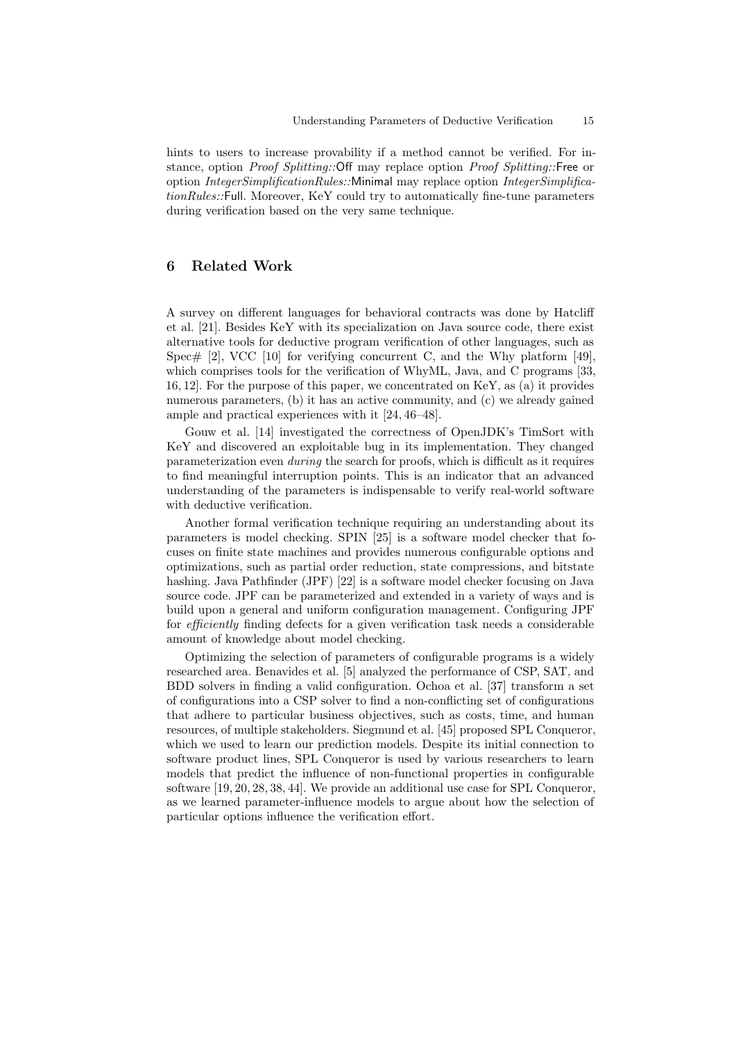hints to users to increase provability if a method cannot be verified. For instance, option *Proof Splitting::*Off may replace option *Proof Splitting::*Free or option *IntegerSimplificationRules::*Minimal may replace option *IntegerSimplificationRules::*Full. Moreover, KeY could try to automatically fine-tune parameters during verification based on the very same technique.

## 6 Related Work

A survey on different languages for behavioral contracts was done by Hatcliff et al. [21]. Besides KeY with its specialization on Java source code, there exist alternative tools for deductive program verification of other languages, such as Spec# [2], VCC [10] for verifying concurrent C, and the Why platform [49], which comprises tools for the verification of WhyML, Java, and C programs [33, 16, 12]. For the purpose of this paper, we concentrated on KeY, as (a) it provides numerous parameters, (b) it has an active community, and (c) we already gained ample and practical experiences with it [24, 46–48].

Gouw et al. [14] investigated the correctness of OpenJDK's TimSort with KeY and discovered an exploitable bug in its implementation. They changed parameterization even *during* the search for proofs, which is difficult as it requires to find meaningful interruption points. This is an indicator that an advanced understanding of the parameters is indispensable to verify real-world software with deductive verification.

Another formal verification technique requiring an understanding about its parameters is model checking. SPIN [25] is a software model checker that focuses on finite state machines and provides numerous configurable options and optimizations, such as partial order reduction, state compressions, and bitstate hashing. Java Pathfinder (JPF) [22] is a software model checker focusing on Java source code. JPF can be parameterized and extended in a variety of ways and is build upon a general and uniform configuration management. Configuring JPF for *efficiently* finding defects for a given verification task needs a considerable amount of knowledge about model checking.

Optimizing the selection of parameters of configurable programs is a widely researched area. Benavides et al. [5] analyzed the performance of CSP, SAT, and BDD solvers in finding a valid configuration. Ochoa et al. [37] transform a set of configurations into a CSP solver to find a non-conflicting set of configurations that adhere to particular business objectives, such as costs, time, and human resources, of multiple stakeholders. Siegmund et al. [45] proposed SPL Conqueror, which we used to learn our prediction models. Despite its initial connection to software product lines, SPL Conqueror is used by various researchers to learn models that predict the influence of non-functional properties in configurable software [19, 20, 28, 38, 44]. We provide an additional use case for SPL Conqueror, as we learned parameter-influence models to argue about how the selection of particular options influence the verification effort.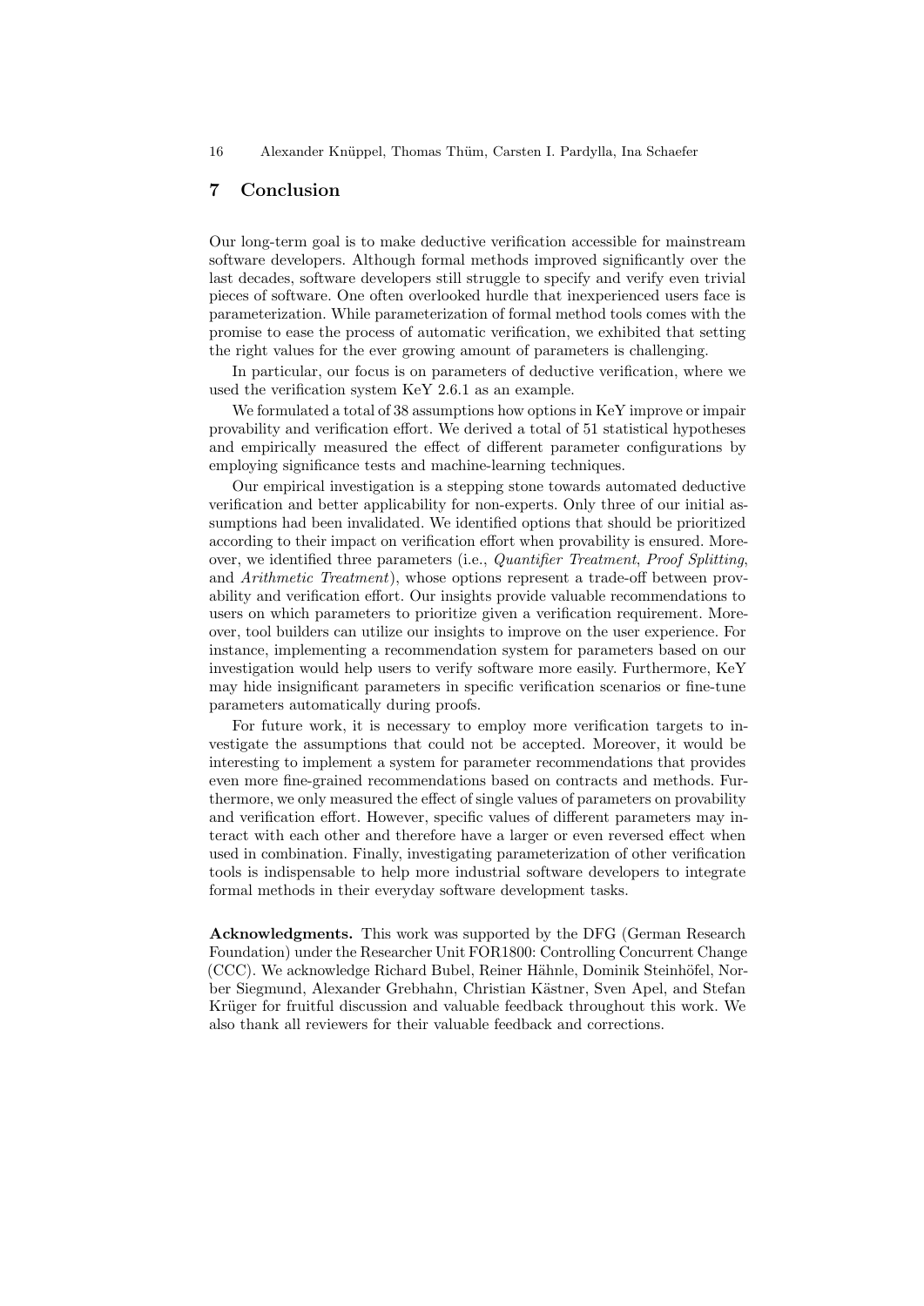## 7 Conclusion

Our long-term goal is to make deductive verification accessible for mainstream software developers. Although formal methods improved significantly over the last decades, software developers still struggle to specify and verify even trivial pieces of software. One often overlooked hurdle that inexperienced users face is parameterization. While parameterization of formal method tools comes with the promise to ease the process of automatic verification, we exhibited that setting the right values for the ever growing amount of parameters is challenging.

In particular, our focus is on parameters of deductive verification, where we used the verification system KeY 2.6.1 as an example.

We formulated a total of 38 assumptions how options in KeY improve or impair provability and verification effort. We derived a total of 51 statistical hypotheses and empirically measured the effect of different parameter configurations by employing significance tests and machine-learning techniques.

Our empirical investigation is a stepping stone towards automated deductive verification and better applicability for non-experts. Only three of our initial assumptions had been invalidated. We identified options that should be prioritized according to their impact on verification effort when provability is ensured. Moreover, we identified three parameters (i.e., *Quantifier Treatment*, *Proof Splitting*, and *Arithmetic Treatment*), whose options represent a trade-off between provability and verification effort. Our insights provide valuable recommendations to users on which parameters to prioritize given a verification requirement. Moreover, tool builders can utilize our insights to improve on the user experience. For instance, implementing a recommendation system for parameters based on our investigation would help users to verify software more easily. Furthermore, KeY may hide insignificant parameters in specific verification scenarios or fine-tune parameters automatically during proofs.

For future work, it is necessary to employ more verification targets to investigate the assumptions that could not be accepted. Moreover, it would be interesting to implement a system for parameter recommendations that provides even more fine-grained recommendations based on contracts and methods. Furthermore, we only measured the effect of single values of parameters on provability and verification effort. However, specific values of different parameters may interact with each other and therefore have a larger or even reversed effect when used in combination. Finally, investigating parameterization of other verification tools is indispensable to help more industrial software developers to integrate formal methods in their everyday software development tasks.

**Acknowledgments.** This work was supported by the DFG (German Research Foundation) under the Researcher Unit FOR1800: Controlling Concurrent Change (CCC). We acknowledge Richard Bubel, Reiner Hähnle, Dominik Steinhöfel, Norber Siegmund, Alexander Grebhahn, Christian Kästner, Sven Apel, and Stefan Krüger for fruitful discussion and valuable feedback throughout this work. We also thank all reviewers for their valuable feedback and corrections.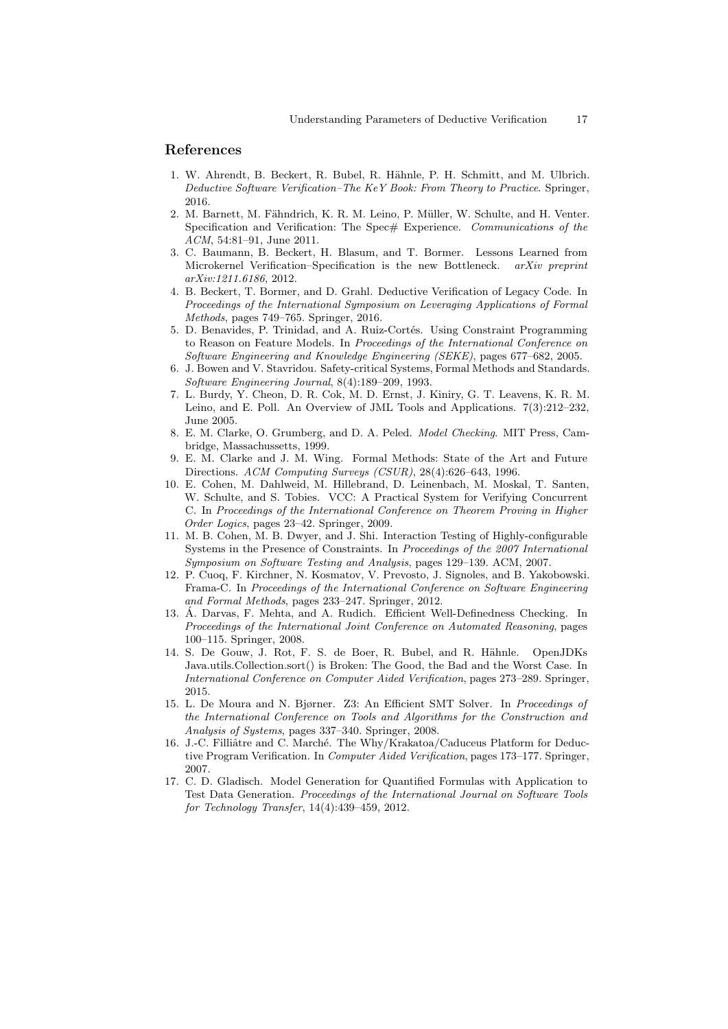## References

1. W. Ahrendt, B. Beckert, R. Bubel, R. Hähnle, P. H. Schmitt, and M. Ulbrich. *Deductive Software Verification–The KeY Book: From Theory to Practice*. Springer, 2016.
2. M. Barnett, M. Fähndrich, K. R. M. Leino, P. Müller, W. Schulte, and H. Venter. Specification and Verification: The Spec# Experience. *Communications of the ACM*, 54:81–91, June 2011.
3. C. Baumann, B. Beckert, H. Blasum, and T. Bormer. Lessons Learned from Microkernel Verification–Specification is the new Bottleneck. *arXiv preprint arXiv:1211.6186*, 2012.
4. B. Beckert, T. Bormer, and D. Grahl. Deductive Verification of Legacy Code. In *Proceedings of the International Symposium on Leveraging Applications of Formal Methods*, pages 749–765. Springer, 2016.
5. D. Benavides, P. Trinidad, and A. Ruiz-Cortés. Using Constraint Programming to Reason on Feature Models. In *Proceedings of the International Conference on Software Engineering and Knowledge Engineering (SEKE)*, pages 677–682, 2005.
6. J. Bowen and V. Stavridou. Safety-critical Systems, Formal Methods and Standards. *Software Engineering Journal*, 8(4):189–209, 1993.
7. L. Burdy, Y. Cheon, D. R. Cok, M. D. Ernst, J. Kiniry, G. T. Leavens, K. R. M. Leino, and E. Poll. An Overview of JML Tools and Applications. 7(3):212–232, June 2005.
8. E. M. Clarke, O. Grumberg, and D. A. Peled. *Model Checking*. MIT Press, Cambridge, Massachussetts, 1999.
9. E. M. Clarke and J. M. Wing. Formal Methods: State of the Art and Future Directions. *ACM Computing Surveys (CSUR)*, 28(4):626–643, 1996.
10. E. Cohen, M. Dahlweid, M. Hillebrand, D. Leinenbach, M. Moskal, T. Santen, W. Schulte, and S. Tobies. VCC: A Practical System for Verifying Concurrent C. In *Proceedings of the International Conference on Theorem Proving in Higher Order Logics*, pages 23–42. Springer, 2009.
11. M. B. Cohen, M. B. Dwyer, and J. Shi. Interaction Testing of Highly-configurable Systems in the Presence of Constraints. In *Proceedings of the 2007 International Symposium on Software Testing and Analysis*, pages 129–139. ACM, 2007.
12. P. Cuoq, F. Kirchner, N. Kosmatov, V. Prevosto, J. Signoles, and B. Yakobowski. Frama-C. In *Proceedings of the International Conference on Software Engineering and Formal Methods*, pages 233–247. Springer, 2012.
13. Á. Darvas, F. Mehta, and A. Rudich. Efficient Well-Definedness Checking. In *Proceedings of the International Joint Conference on Automated Reasoning*, pages 100–115. Springer, 2008.
14. S. De Gouw, J. Rot, F. S. de Boer, R. Bubel, and R. Hähnle. OpenJDKs Java.utils.Collection.sort() is Broken: The Good, the Bad and the Worst Case. In *International Conference on Computer Aided Verification*, pages 273–289. Springer, 2015.
15. L. De Moura and N. Bjørner. Z3: An Efficient SMT Solver. In *Proceedings of the International Conference on Tools and Algorithms for the Construction and Analysis of Systems*, pages 337–340. Springer, 2008.
16. J.-C. Filliâtre and C. Marché. The Why/Krakatoa/Caduceus Platform for Deductive Program Verification. In *Computer Aided Verification*, pages 173–177. Springer, 2007.
17. C. D. Gladisch. Model Generation for Quantified Formulas with Application to Test Data Generation. *Proceedings of the International Journal on Software Tools for Technology Transfer*, 14(4):439–459, 2012.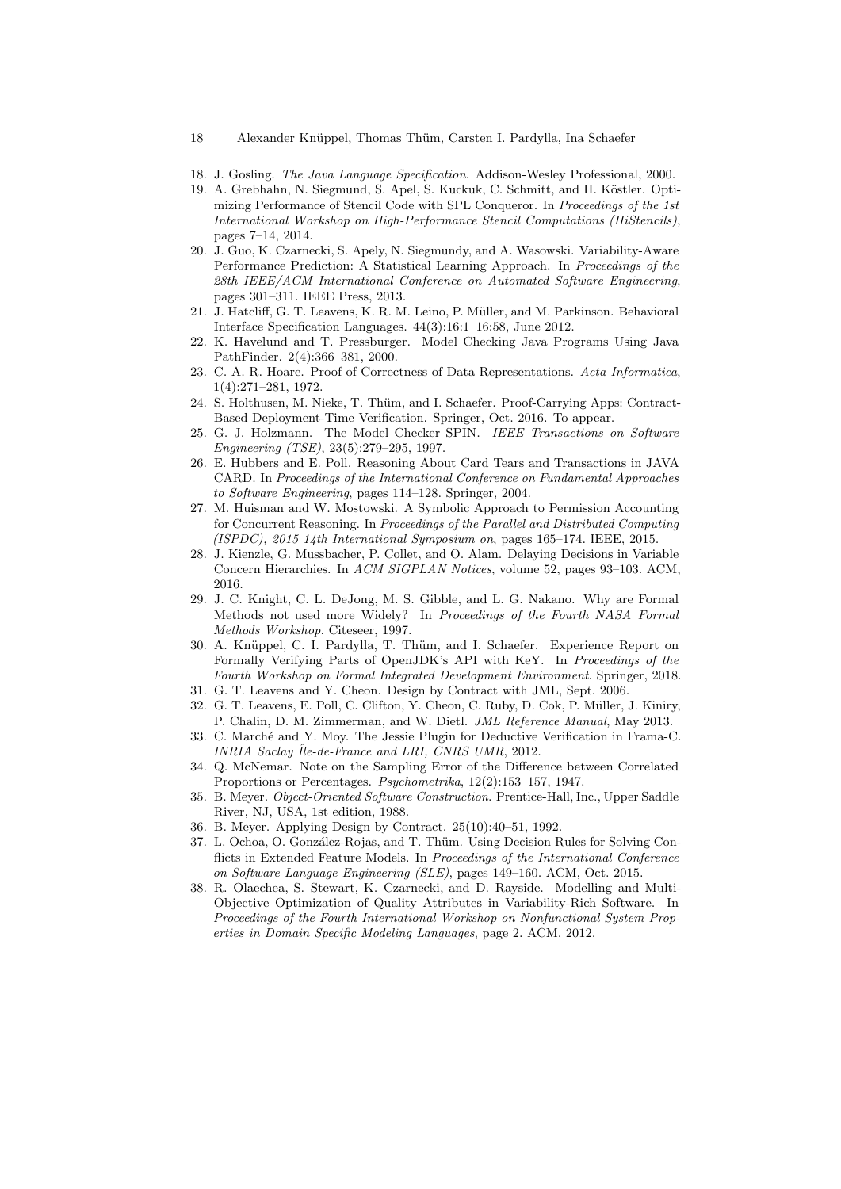18. J. Gosling. *The Java Language Specification*. Addison-Wesley Professional, 2000.
19. A. Grebhahn, N. Siegmund, S. Apel, S. Kuckuk, C. Schmitt, and H. Köstler. Optimizing Performance of Stencil Code with SPL Conqueror. In *Proceedings of the 1st International Workshop on High-Performance Stencil Computations (HiStencils)*, pages 7–14, 2014.
20. J. Guo, K. Czarnecki, S. Apely, N. Siegmundy, and A. Wasowski. Variability-Aware Performance Prediction: A Statistical Learning Approach. In *Proceedings of the 28th IEEE/ACM International Conference on Automated Software Engineering*, pages 301–311. IEEE Press, 2013.
21. J. Hatcliff, G. T. Leavens, K. R. M. Leino, P. Müller, and M. Parkinson. Behavioral Interface Specification Languages. 44(3):16:1–16:58, June 2012.
22. K. Havelund and T. Pressburger. Model Checking Java Programs Using Java PathFinder. 2(4):366–381, 2000.
23. C. A. R. Hoare. Proof of Correctness of Data Representations. *Acta Informatica*, 1(4):271–281, 1972.
24. S. Holthusen, M. Nieke, T. Thüm, and I. Schaefer. Proof-Carrying Apps: Contract-Based Deployment-Time Verification. Springer, Oct. 2016. To appear.
25. G. J. Holzmann. The Model Checker SPIN. *IEEE Transactions on Software Engineering (TSE)*, 23(5):279–295, 1997.
26. E. Hubbers and E. Poll. Reasoning About Card Tears and Transactions in JAVA CARD. In *Proceedings of the International Conference on Fundamental Approaches to Software Engineering*, pages 114–128. Springer, 2004.
27. M. Huisman and W. Mostowski. A Symbolic Approach to Permission Accounting for Concurrent Reasoning. In *Proceedings of the Parallel and Distributed Computing (ISPDC), 2015 14th International Symposium on*, pages 165–174. IEEE, 2015.
28. J. Kienzle, G. Mussbacher, P. Collet, and O. Alam. Delaying Decisions in Variable Concern Hierarchies. In *ACM SIGPLAN Notices*, volume 52, pages 93–103. ACM, 2016.
29. J. C. Knight, C. L. DeJong, M. S. Gibble, and L. G. Nakano. Why are Formal Methods not used more Widely? In *Proceedings of the Fourth NASA Formal Methods Workshop*. Citeseer, 1997.
30. A. Knüppel, C. I. Pardylla, T. Thüm, and I. Schaefer. Experience Report on Formally Verifying Parts of OpenJDK's API with KeY. In *Proceedings of the Fourth Workshop on Formal Integrated Development Environment*. Springer, 2018.
31. G. T. Leavens and Y. Cheon. Design by Contract with JML, Sept. 2006.
32. G. T. Leavens, E. Poll, C. Clifton, Y. Cheon, C. Ruby, D. Cok, P. Müller, J. Kiniry, P. Chalin, D. M. Zimmerman, and W. Dietl. *JML Reference Manual*, May 2013.
33. C. Marché and Y. Moy. The Jessie Plugin for Deductive Verification in Frama-C. *INRIA Saclay Île-de-France and LRI, CNRS UMR*, 2012.
34. Q. McNemar. Note on the Sampling Error of the Difference between Correlated Proportions or Percentages. *Psychometrika*, 12(2):153–157, 1947.
35. B. Meyer. *Object-Oriented Software Construction*. Prentice-Hall, Inc., Upper Saddle River, NJ, USA, 1st edition, 1988.
36. B. Meyer. Applying Design by Contract. 25(10):40–51, 1992.
37. L. Ochoa, O. González-Rojas, and T. Thüm. Using Decision Rules for Solving Conflicts in Extended Feature Models. In *Proceedings of the International Conference on Software Language Engineering (SLE)*, pages 149–160. ACM, Oct. 2015.
38. R. Olaechea, S. Stewart, K. Czarnecki, and D. Rayside. Modelling and Multi-Objective Optimization of Quality Attributes in Variability-Rich Software. In *Proceedings of the Fourth International Workshop on Nonfunctional System Properties in Domain Specific Modeling Languages*, page 2. ACM, 2012.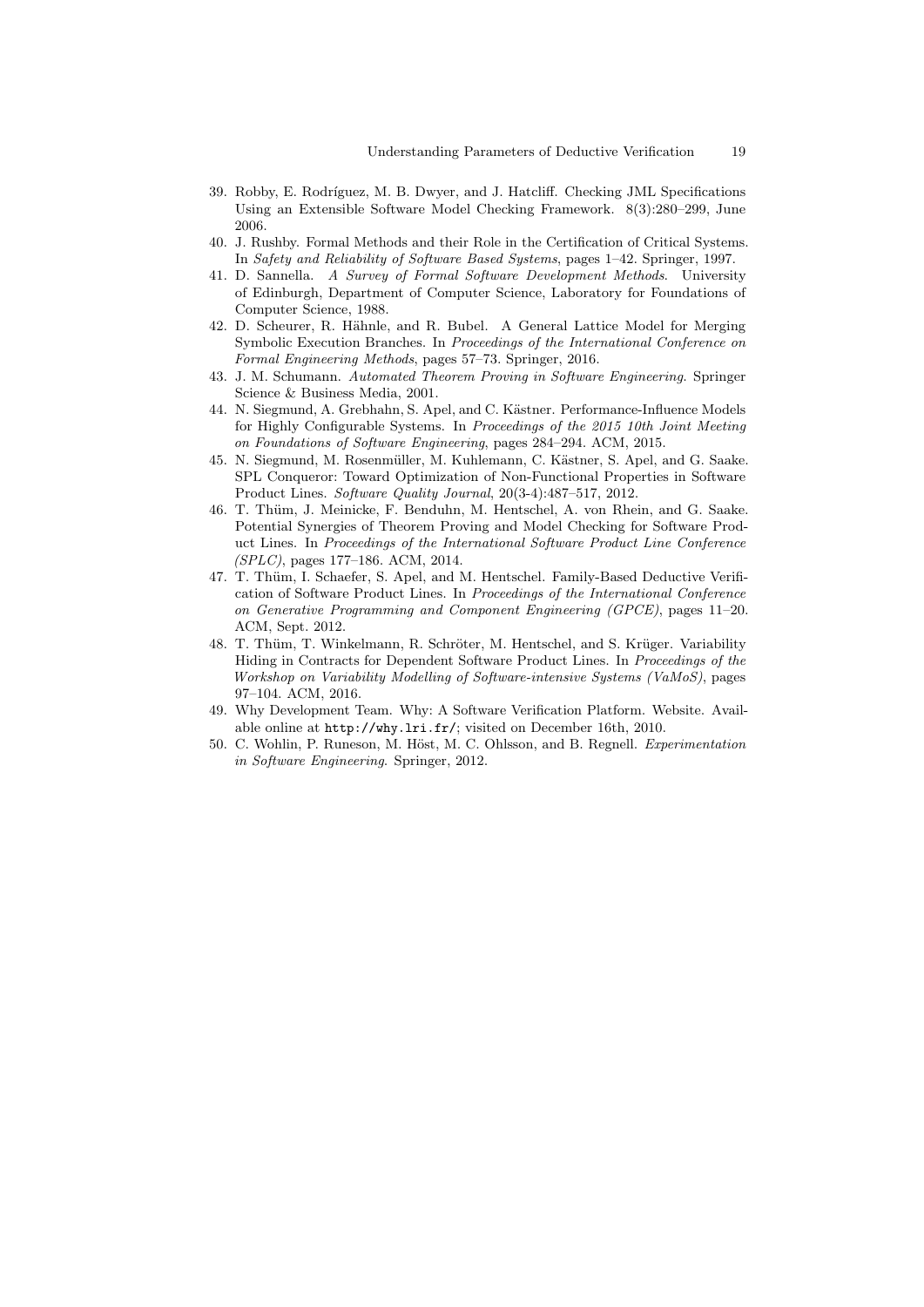39. Robby, E. Rodríguez, M. B. Dwyer, and J. Hatcliff. Checking JML Specifications Using an Extensible Software Model Checking Framework. 8(3):280–299, June 2006.
40. J. Rushby. Formal Methods and their Role in the Certification of Critical Systems. In *Safety and Reliability of Software Based Systems*, pages 1–42. Springer, 1997.
41. D. Sannella. *A Survey of Formal Software Development Methods*. University of Edinburgh, Department of Computer Science, Laboratory for Foundations of Computer Science, 1988.
42. D. Scheurer, R. Hähnle, and R. Bubel. A General Lattice Model for Merging Symbolic Execution Branches. In *Proceedings of the International Conference on Formal Engineering Methods*, pages 57–73. Springer, 2016.
43. J. M. Schumann. *Automated Theorem Proving in Software Engineering*. Springer Science & Business Media, 2001.
44. N. Siegmund, A. Grebhahn, S. Apel, and C. Kästner. Performance-Influence Models for Highly Configurable Systems. In *Proceedings of the 2015 10th Joint Meeting on Foundations of Software Engineering*, pages 284–294. ACM, 2015.
45. N. Siegmund, M. Rosenmüller, M. Kuhlemann, C. Kästner, S. Apel, and G. Saake. SPL Conqueror: Toward Optimization of Non-Functional Properties in Software Product Lines. *Software Quality Journal*, 20(3-4):487–517, 2012.
46. T. Thüm, J. Meinicke, F. Benduhn, M. Hentschel, A. von Rhein, and G. Saake. Potential Synergies of Theorem Proving and Model Checking for Software Product Lines. In *Proceedings of the International Software Product Line Conference (SPLC)*, pages 177–186. ACM, 2014.
47. T. Thüm, I. Schaefer, S. Apel, and M. Hentschel. Family-Based Deductive Verification of Software Product Lines. In *Proceedings of the International Conference on Generative Programming and Component Engineering (GPCE)*, pages 11–20. ACM, Sept. 2012.
48. T. Thüm, T. Winkelmann, R. Schröter, M. Hentschel, and S. Krüger. Variability Hiding in Contracts for Dependent Software Product Lines. In *Proceedings of the Workshop on Variability Modelling of Software-intensive Systems (VaMoS)*, pages 97–104. ACM, 2016.
49. Why Development Team. Why: A Software Verification Platform. Website. Available online at `http://why.lri.fr/`; visited on December 16th, 2010.
50. C. Wohlin, P. Runeson, M. Höst, M. C. Ohlsson, and B. Regnell. *Experimentation in Software Engineering*. Springer, 2012.